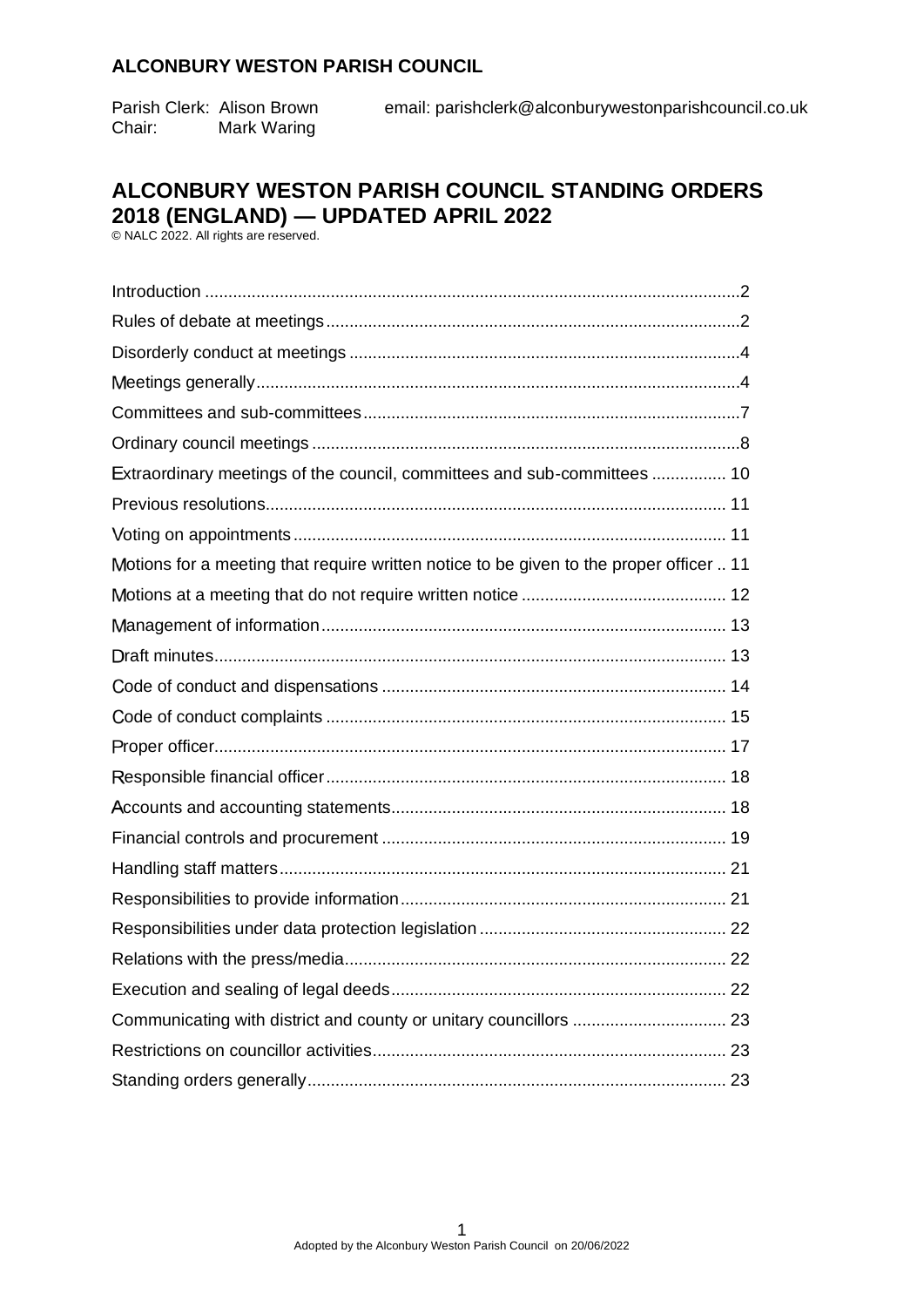**ALCONBURY WESTON PARISH COUNCIL**

Parish Clerk: Alison Brown    email: parishclerk@alconburywestonparishcouncil.co.uk
Chair: Mark Waring

# ALCONBURY WESTON PARISH COUNCIL STANDING ORDERS 2018 (ENGLAND) — UPDATED APRIL 2022

© NALC 2022. All rights are reserved.

| | |
|---|---|
| Introduction | 2 |
| Rules of debate at meetings | 2 |
| Disorderly conduct at meetings | 4 |
| Meetings generally | 4 |
| Committees and sub-committees | 7 |
| Ordinary council meetings | 8 |
| Extraordinary meetings of the council, committees and sub-committees | 10 |
| Previous resolutions | 11 |
| Voting on appointments | 11 |
| Motions for a meeting that require written notice to be given to the proper officer | 11 |
| Motions at a meeting that do not require written notice | 12 |
| Management of information | 13 |
| Draft minutes | 13 |
| Code of conduct and dispensations | 14 |
| Code of conduct complaints | 15 |
| Proper officer | 17 |
| Responsible financial officer | 18 |
| Accounts and accounting statements | 18 |
| Financial controls and procurement | 19 |
| Handling staff matters | 21 |
| Responsibilities to provide information | 21 |
| Responsibilities under data protection legislation | 22 |
| Relations with the press/media | 22 |
| Execution and sealing of legal deeds | 22 |
| Communicating with district and county or unitary councillors | 23 |
| Restrictions on councillor activities | 23 |
| Standing orders generally | 23 |

Adopted by the Alconbury Weston Parish Council on 20/06/2022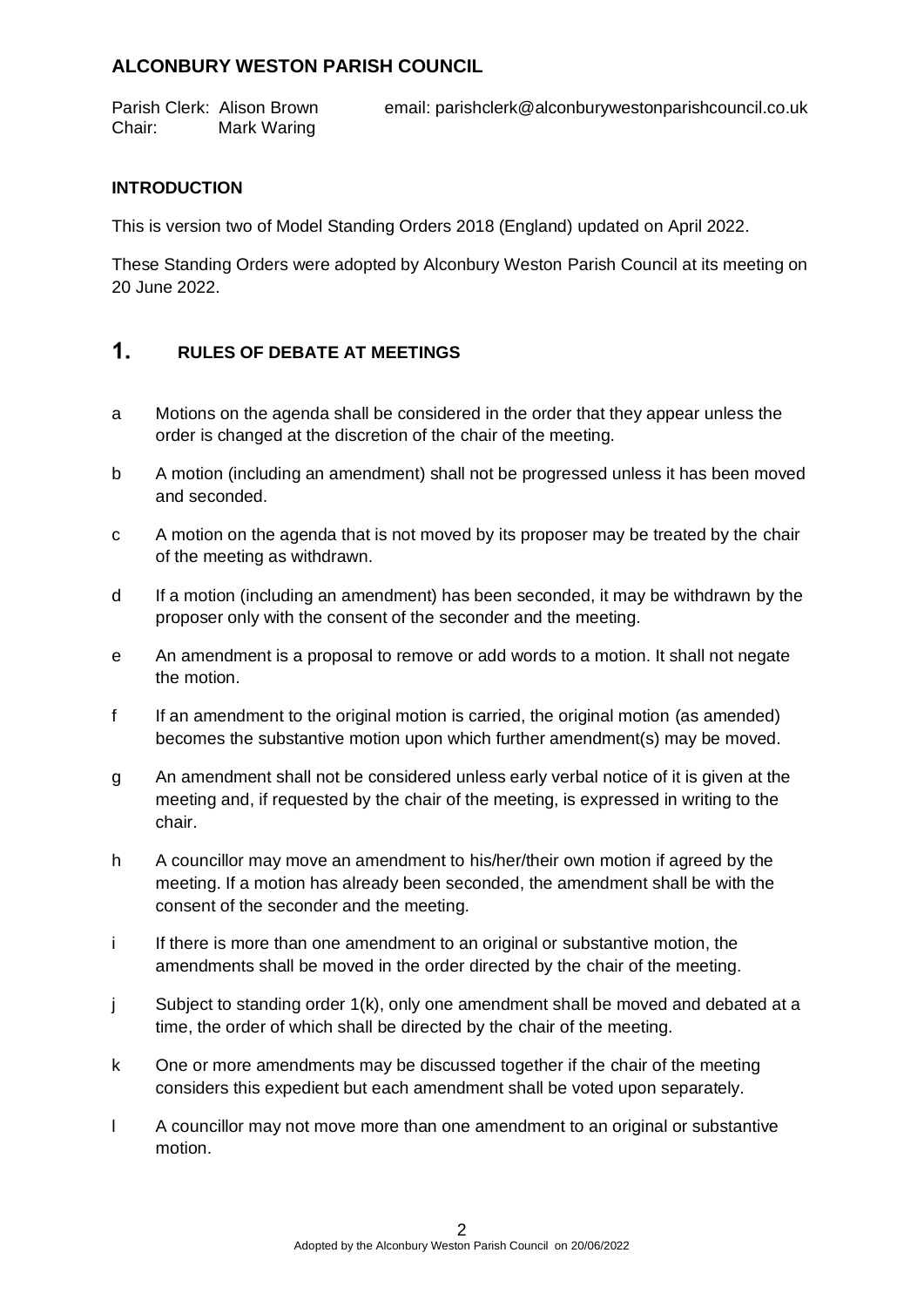# ALCONBURY WESTON PARISH COUNCIL

Parish Clerk: Alison Brown  email: parishclerk@alconburywestonparishcouncil.co.uk
Chair: Mark Waring

### INTRODUCTION

This is version two of Model Standing Orders 2018 (England) updated on April 2022.

These Standing Orders were adopted by Alconbury Weston Parish Council at its meeting on 20 June 2022.

## 1. RULES OF DEBATE AT MEETINGS

a Motions on the agenda shall be considered in the order that they appear unless the order is changed at the discretion of the chair of the meeting.

b A motion (including an amendment) shall not be progressed unless it has been moved and seconded.

c A motion on the agenda that is not moved by its proposer may be treated by the chair of the meeting as withdrawn.

d If a motion (including an amendment) has been seconded, it may be withdrawn by the proposer only with the consent of the seconder and the meeting.

e An amendment is a proposal to remove or add words to a motion. It shall not negate the motion.

f If an amendment to the original motion is carried, the original motion (as amended) becomes the substantive motion upon which further amendment(s) may be moved.

g An amendment shall not be considered unless early verbal notice of it is given at the meeting and, if requested by the chair of the meeting, is expressed in writing to the chair.

h A councillor may move an amendment to his/her/their own motion if agreed by the meeting. If a motion has already been seconded, the amendment shall be with the consent of the seconder and the meeting.

i If there is more than one amendment to an original or substantive motion, the amendments shall be moved in the order directed by the chair of the meeting.

j Subject to standing order 1(k), only one amendment shall be moved and debated at a time, the order of which shall be directed by the chair of the meeting.

k One or more amendments may be discussed together if the chair of the meeting considers this expedient but each amendment shall be voted upon separately.

l A councillor may not move more than one amendment to an original or substantive motion.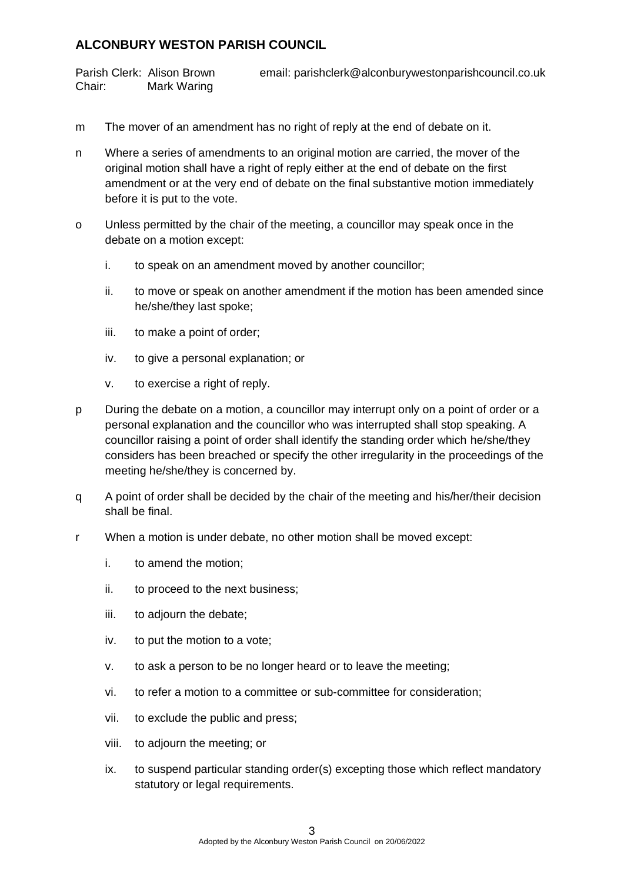m The mover of an amendment has no right of reply at the end of debate on it.

n Where a series of amendments to an original motion are carried, the mover of the original motion shall have a right of reply either at the end of debate on the first amendment or at the very end of debate on the final substantive motion immediately before it is put to the vote.

o Unless permitted by the chair of the meeting, a councillor may speak once in the debate on a motion except:

   i. to speak on an amendment moved by another councillor;

   ii. to move or speak on another amendment if the motion has been amended since he/she/they last spoke;

   iii. to make a point of order;

   iv. to give a personal explanation; or

   v. to exercise a right of reply.

p During the debate on a motion, a councillor may interrupt only on a point of order or a personal explanation and the councillor who was interrupted shall stop speaking. A councillor raising a point of order shall identify the standing order which he/she/they considers has been breached or specify the other irregularity in the proceedings of the meeting he/she/they is concerned by.

q A point of order shall be decided by the chair of the meeting and his/her/their decision shall be final.

r When a motion is under debate, no other motion shall be moved except:

   i. to amend the motion;

   ii. to proceed to the next business;

   iii. to adjourn the debate;

   iv. to put the motion to a vote;

   v. to ask a person to be no longer heard or to leave the meeting;

   vi. to refer a motion to a committee or sub-committee for consideration;

   vii. to exclude the public and press;

   viii. to adjourn the meeting; or

   ix. to suspend particular standing order(s) excepting those which reflect mandatory statutory or legal requirements.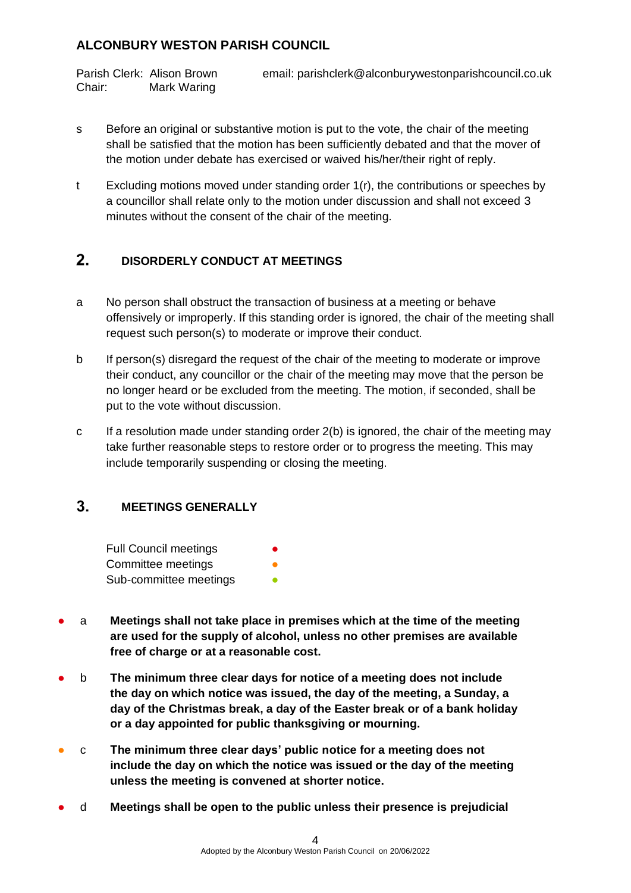s Before an original or substantive motion is put to the vote, the chair of the meeting shall be satisfied that the motion has been sufficiently debated and that the mover of the motion under debate has exercised or waived his/her/their right of reply.

t Excluding motions moved under standing order 1(r), the contributions or speeches by a councillor shall relate only to the motion under discussion and shall not exceed 3 minutes without the consent of the chair of the meeting.

## 2. DISORDERLY CONDUCT AT MEETINGS

a No person shall obstruct the transaction of business at a meeting or behave offensively or improperly. If this standing order is ignored, the chair of the meeting shall request such person(s) to moderate or improve their conduct.

b If person(s) disregard the request of the chair of the meeting to moderate or improve their conduct, any councillor or the chair of the meeting may move that the person be no longer heard or be excluded from the meeting. The motion, if seconded, shall be put to the vote without discussion.

c If a resolution made under standing order 2(b) is ignored, the chair of the meeting may take further reasonable steps to restore order or to progress the meeting. This may include temporarily suspending or closing the meeting.

## 3. MEETINGS GENERALLY

Full Council meetings ●
Committee meetings ●
Sub-committee meetings ●

● a **Meetings shall not take place in premises which at the time of the meeting are used for the supply of alcohol, unless no other premises are available free of charge or at a reasonable cost.**

● b **The minimum three clear days for notice of a meeting does not include the day on which notice was issued, the day of the meeting, a Sunday, a day of the Christmas break, a day of the Easter break or of a bank holiday or a day appointed for public thanksgiving or mourning.**

● c **The minimum three clear days' public notice for a meeting does not include the day on which the notice was issued or the day of the meeting unless the meeting is convened at shorter notice.**

● d **Meetings shall be open to the public unless their presence is prejudicial**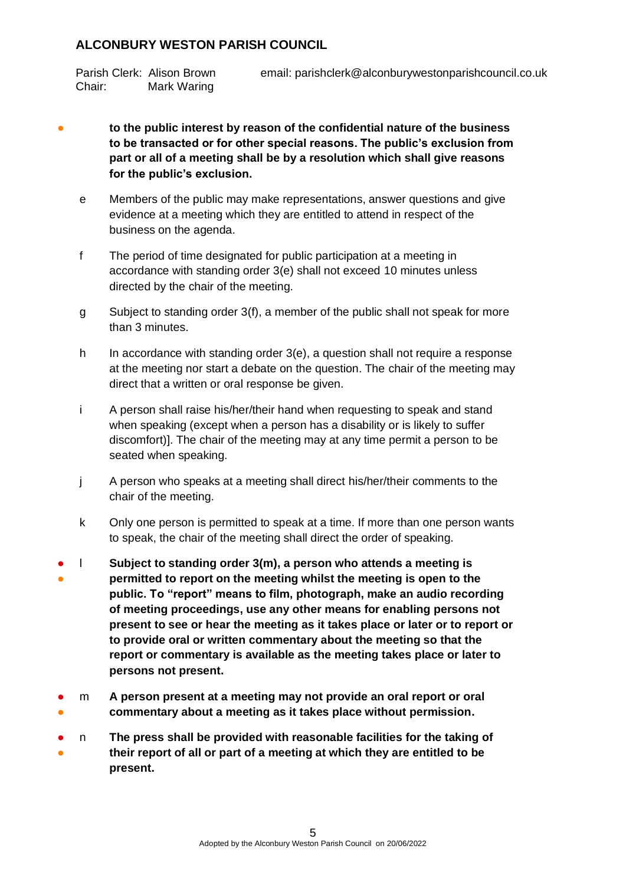**to the public interest by reason of the confidential nature of the business to be transacted or for other special reasons. The public's exclusion from part or all of a meeting shall be by a resolution which shall give reasons for the public's exclusion.**

e. Members of the public may make representations, answer questions and give evidence at a meeting which they are entitled to attend in respect of the business on the agenda.

f. The period of time designated for public participation at a meeting in accordance with standing order 3(e) shall not exceed 10 minutes unless directed by the chair of the meeting.

g. Subject to standing order 3(f), a member of the public shall not speak for more than 3 minutes.

h. In accordance with standing order 3(e), a question shall not require a response at the meeting nor start a debate on the question. The chair of the meeting may direct that a written or oral response be given.

i. A person shall raise his/her/their hand when requesting to speak and stand when speaking (except when a person has a disability or is likely to suffer discomfort)]. The chair of the meeting may at any time permit a person to be seated when speaking.

j. A person who speaks at a meeting shall direct his/her/their comments to the chair of the meeting.

k. Only one person is permitted to speak at a time. If more than one person wants to speak, the chair of the meeting shall direct the order of speaking.

l. **Subject to standing order 3(m), a person who attends a meeting is permitted to report on the meeting whilst the meeting is open to the public. To "report" means to film, photograph, make an audio recording of meeting proceedings, use any other means for enabling persons not present to see or hear the meeting as it takes place or later or to report or to provide oral or written commentary about the meeting so that the report or commentary is available as the meeting takes place or later to persons not present.**

m. **A person present at a meeting may not provide an oral report or oral commentary about a meeting as it takes place without permission.**

n. **The press shall be provided with reasonable facilities for the taking of their report of all or part of a meeting at which they are entitled to be present.**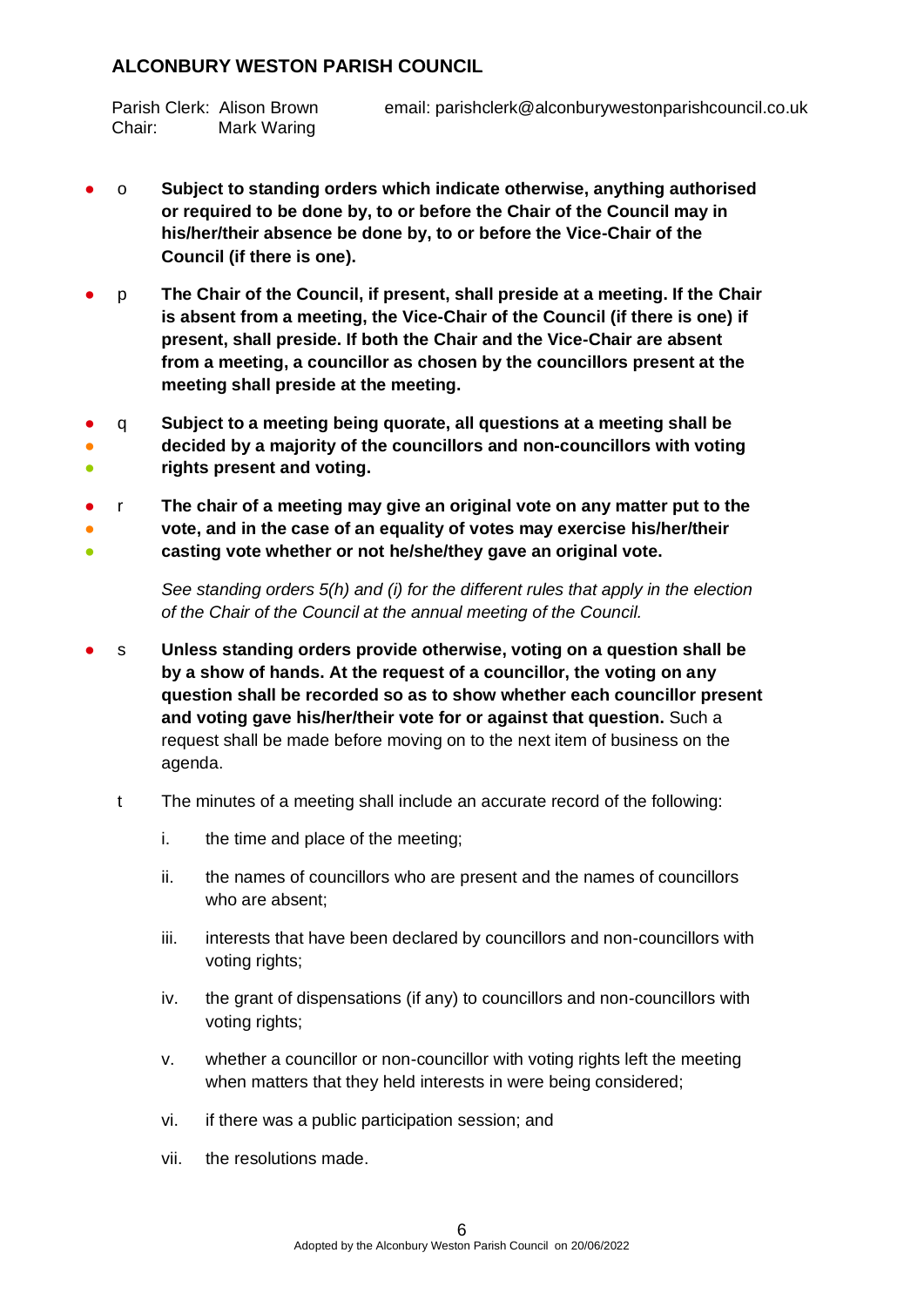- o **Subject to standing orders which indicate otherwise, anything authorised or required to be done by, to or before the Chair of the Council may in his/her/their absence be done by, to or before the Vice-Chair of the Council (if there is one).**

- p **The Chair of the Council, if present, shall preside at a meeting. If the Chair is absent from a meeting, the Vice-Chair of the Council (if there is one) if present, shall preside. If both the Chair and the Vice-Chair are absent from a meeting, a councillor as chosen by the councillors present at the meeting shall preside at the meeting.**

- q **Subject to a meeting being quorate, all questions at a meeting shall be decided by a majority of the councillors and non-councillors with voting rights present and voting.**

- r **The chair of a meeting may give an original vote on any matter put to the vote, and in the case of an equality of votes may exercise his/her/their casting vote whether or not he/she/they gave an original vote.**

  *See standing orders 5(h) and (i) for the different rules that apply in the election of the Chair of the Council at the annual meeting of the Council.*

- s **Unless standing orders provide otherwise, voting on a question shall be by a show of hands. At the request of a councillor, the voting on any question shall be recorded so as to show whether each councillor present and voting gave his/her/their vote for or against that question.** Such a request shall be made before moving on to the next item of business on the agenda.

- t The minutes of a meeting shall include an accurate record of the following:

  i. the time and place of the meeting;

  ii. the names of councillors who are present and the names of councillors who are absent;

  iii. interests that have been declared by councillors and non-councillors with voting rights;

  iv. the grant of dispensations (if any) to councillors and non-councillors with voting rights;

  v. whether a councillor or non-councillor with voting rights left the meeting when matters that they held interests in were being considered;

  vi. if there was a public participation session; and

  vii. the resolutions made.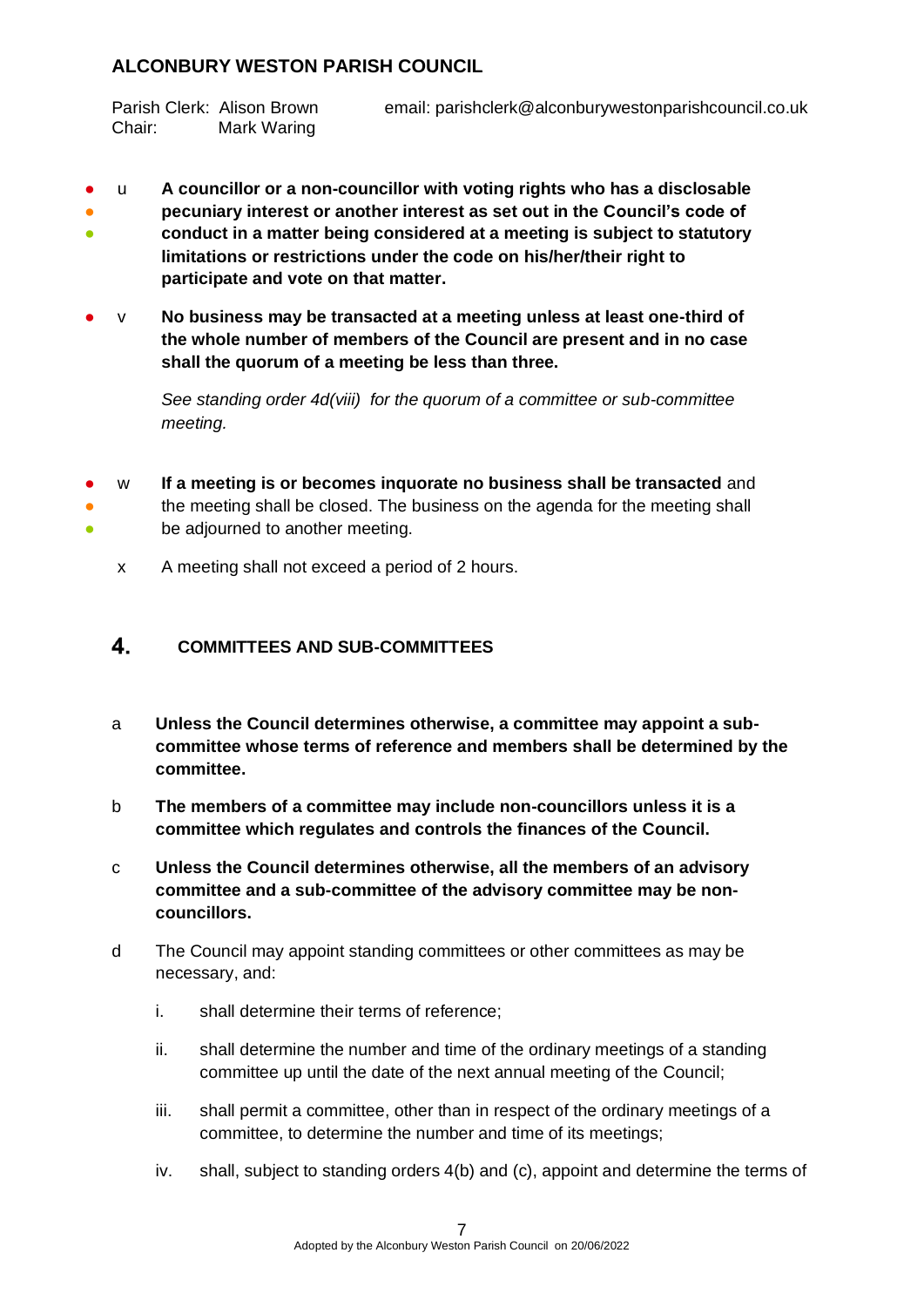- u **A councillor or a non-councillor with voting rights who has a disclosable pecuniary interest or another interest as set out in the Council's code of conduct in a matter being considered at a meeting is subject to statutory limitations or restrictions under the code on his/her/their right to participate and vote on that matter.**

- v **No business may be transacted at a meeting unless at least one-third of the whole number of members of the Council are present and in no case shall the quorum of a meeting be less than three.**

  *See standing order 4d(viii) for the quorum of a committee or sub-committee meeting.*

- w **If a meeting is or becomes inquorate no business shall be transacted** and the meeting shall be closed. The business on the agenda for the meeting shall be adjourned to another meeting.

- x A meeting shall not exceed a period of 2 hours.

## 4. COMMITTEES AND SUB-COMMITTEES

a **Unless the Council determines otherwise, a committee may appoint a sub-committee whose terms of reference and members shall be determined by the committee.**

b **The members of a committee may include non-councillors unless it is a committee which regulates and controls the finances of the Council.**

c **Unless the Council determines otherwise, all the members of an advisory committee and a sub-committee of the advisory committee may be non-councillors.**

d The Council may appoint standing committees or other committees as may be necessary, and:

i. shall determine their terms of reference;

ii. shall determine the number and time of the ordinary meetings of a standing committee up until the date of the next annual meeting of the Council;

iii. shall permit a committee, other than in respect of the ordinary meetings of a committee, to determine the number and time of its meetings;

iv. shall, subject to standing orders 4(b) and (c), appoint and determine the terms of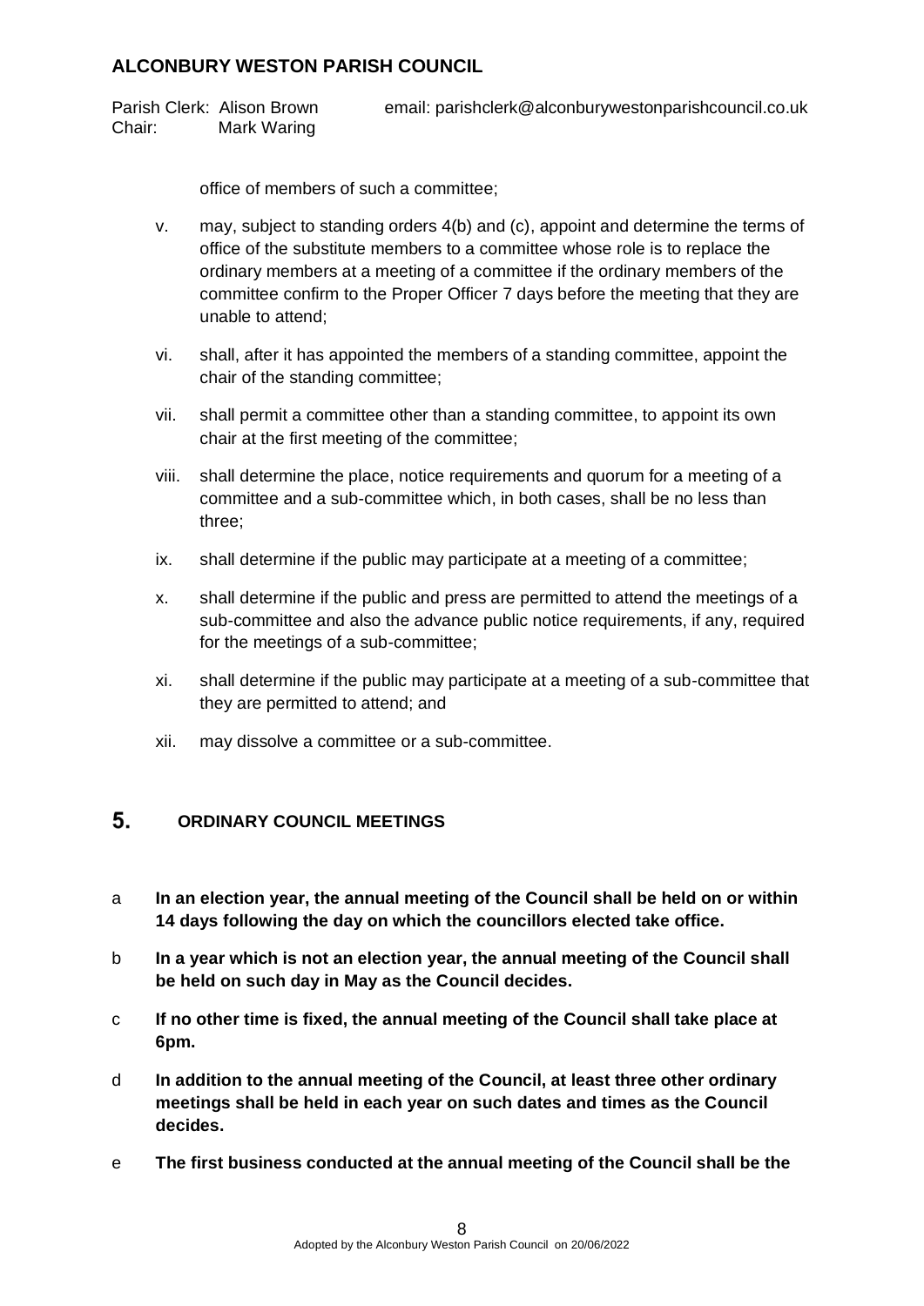office of members of such a committee;

v. may, subject to standing orders 4(b) and (c), appoint and determine the terms of office of the substitute members to a committee whose role is to replace the ordinary members at a meeting of a committee if the ordinary members of the committee confirm to the Proper Officer 7 days before the meeting that they are unable to attend;

vi. shall, after it has appointed the members of a standing committee, appoint the chair of the standing committee;

vii. shall permit a committee other than a standing committee, to appoint its own chair at the first meeting of the committee;

viii. shall determine the place, notice requirements and quorum for a meeting of a committee and a sub-committee which, in both cases, shall be no less than three;

ix. shall determine if the public may participate at a meeting of a committee;

x. shall determine if the public and press are permitted to attend the meetings of a sub-committee and also the advance public notice requirements, if any, required for the meetings of a sub-committee;

xi. shall determine if the public may participate at a meeting of a sub-committee that they are permitted to attend; and

xii. may dissolve a committee or a sub-committee.

## 5. ORDINARY COUNCIL MEETINGS

a **In an election year, the annual meeting of the Council shall be held on or within 14 days following the day on which the councillors elected take office.**

b **In a year which is not an election year, the annual meeting of the Council shall be held on such day in May as the Council decides.**

c **If no other time is fixed, the annual meeting of the Council shall take place at 6pm.**

d **In addition to the annual meeting of the Council, at least three other ordinary meetings shall be held in each year on such dates and times as the Council decides.**

e **The first business conducted at the annual meeting of the Council shall be the**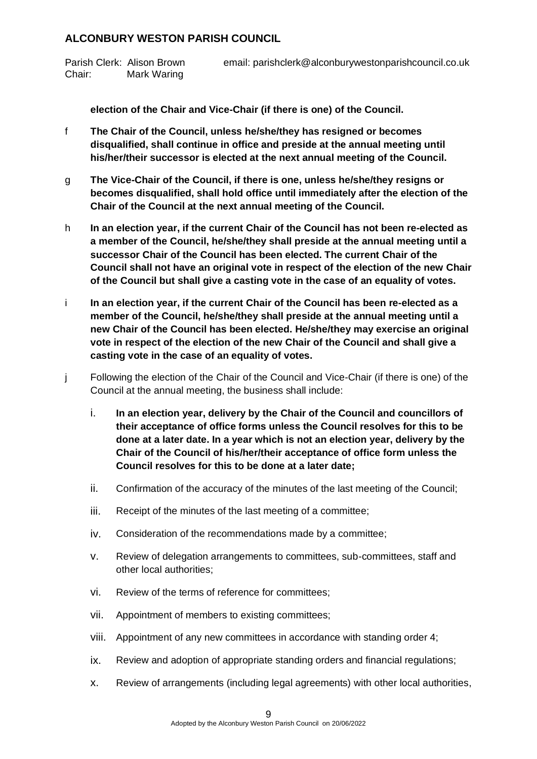**election of the Chair and Vice-Chair (if there is one) of the Council.**

f **The Chair of the Council, unless he/she/they has resigned or becomes disqualified, shall continue in office and preside at the annual meeting until his/her/their successor is elected at the next annual meeting of the Council.**

g **The Vice-Chair of the Council, if there is one, unless he/she/they resigns or becomes disqualified, shall hold office until immediately after the election of the Chair of the Council at the next annual meeting of the Council.**

h **In an election year, if the current Chair of the Council has not been re-elected as a member of the Council, he/she/they shall preside at the annual meeting until a successor Chair of the Council has been elected. The current Chair of the Council shall not have an original vote in respect of the election of the new Chair of the Council but shall give a casting vote in the case of an equality of votes.**

i **In an election year, if the current Chair of the Council has been re-elected as a member of the Council, he/she/they shall preside at the annual meeting until a new Chair of the Council has been elected. He/she/they may exercise an original vote in respect of the election of the new Chair of the Council and shall give a casting vote in the case of an equality of votes.**

j Following the election of the Chair of the Council and Vice-Chair (if there is one) of the Council at the annual meeting, the business shall include:

i. **In an election year, delivery by the Chair of the Council and councillors of their acceptance of office forms unless the Council resolves for this to be done at a later date. In a year which is not an election year, delivery by the Chair of the Council of his/her/their acceptance of office form unless the Council resolves for this to be done at a later date;**

ii. Confirmation of the accuracy of the minutes of the last meeting of the Council;

iii. Receipt of the minutes of the last meeting of a committee;

iv. Consideration of the recommendations made by a committee;

v. Review of delegation arrangements to committees, sub-committees, staff and other local authorities;

vi. Review of the terms of reference for committees;

vii. Appointment of members to existing committees;

viii. Appointment of any new committees in accordance with standing order 4;

ix. Review and adoption of appropriate standing orders and financial regulations;

x. Review of arrangements (including legal agreements) with other local authorities,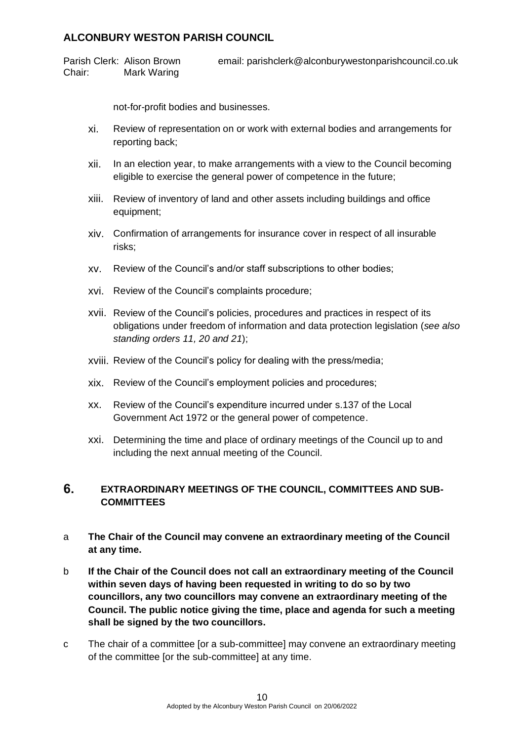not-for-profit bodies and businesses.

xi. Review of representation on or work with external bodies and arrangements for reporting back;

xii. In an election year, to make arrangements with a view to the Council becoming eligible to exercise the general power of competence in the future;

xiii. Review of inventory of land and other assets including buildings and office equipment;

xiv. Confirmation of arrangements for insurance cover in respect of all insurable risks;

xv. Review of the Council's and/or staff subscriptions to other bodies;

xvi. Review of the Council's complaints procedure;

xvii. Review of the Council's policies, procedures and practices in respect of its obligations under freedom of information and data protection legislation (*see also standing orders 11, 20 and 21*);

xviii. Review of the Council's policy for dealing with the press/media;

xix. Review of the Council's employment policies and procedures;

xx. Review of the Council's expenditure incurred under s.137 of the Local Government Act 1972 or the general power of competence.

xxi. Determining the time and place of ordinary meetings of the Council up to and including the next annual meeting of the Council.

## 6. EXTRAORDINARY MEETINGS OF THE COUNCIL, COMMITTEES AND SUB-COMMITTEES

a **The Chair of the Council may convene an extraordinary meeting of the Council at any time.**

b **If the Chair of the Council does not call an extraordinary meeting of the Council within seven days of having been requested in writing to do so by two councillors, any two councillors may convene an extraordinary meeting of the Council. The public notice giving the time, place and agenda for such a meeting shall be signed by the two councillors.**

c The chair of a committee [or a sub-committee] may convene an extraordinary meeting of the committee [or the sub-committee] at any time.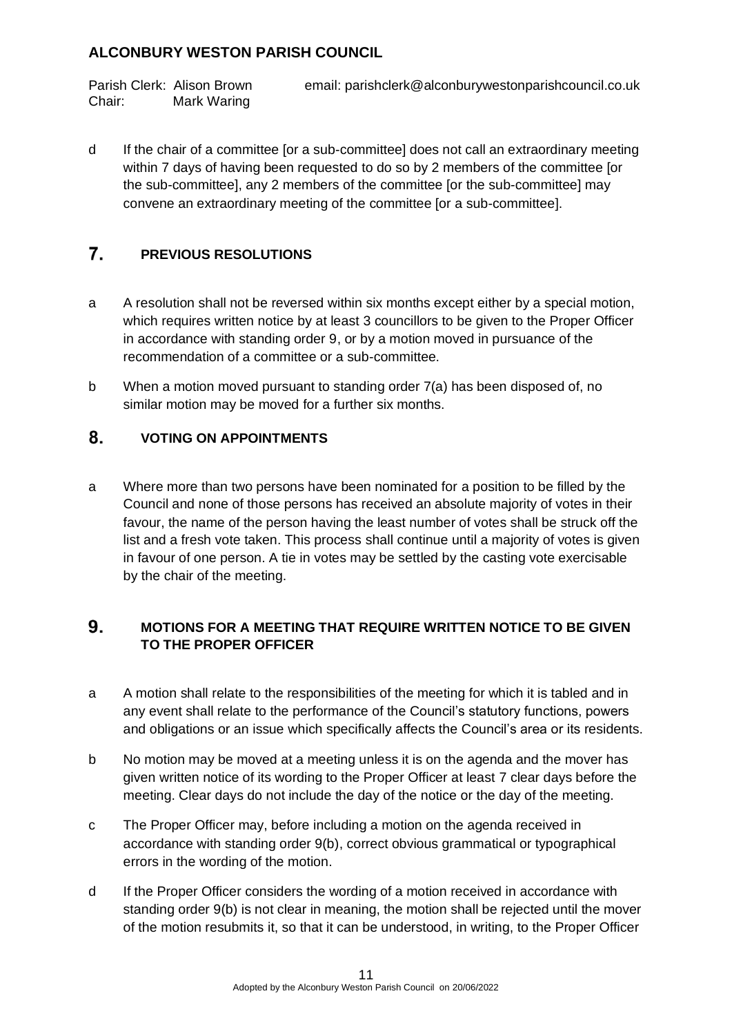d If the chair of a committee [or a sub-committee] does not call an extraordinary meeting within 7 days of having been requested to do so by 2 members of the committee [or the sub-committee], any 2 members of the committee [or the sub-committee] may convene an extraordinary meeting of the committee [or a sub-committee].

## 7. PREVIOUS RESOLUTIONS

a A resolution shall not be reversed within six months except either by a special motion, which requires written notice by at least 3 councillors to be given to the Proper Officer in accordance with standing order 9, or by a motion moved in pursuance of the recommendation of a committee or a sub-committee.

b When a motion moved pursuant to standing order 7(a) has been disposed of, no similar motion may be moved for a further six months.

## 8. VOTING ON APPOINTMENTS

a Where more than two persons have been nominated for a position to be filled by the Council and none of those persons has received an absolute majority of votes in their favour, the name of the person having the least number of votes shall be struck off the list and a fresh vote taken. This process shall continue until a majority of votes is given in favour of one person. A tie in votes may be settled by the casting vote exercisable by the chair of the meeting.

## 9. MOTIONS FOR A MEETING THAT REQUIRE WRITTEN NOTICE TO BE GIVEN TO THE PROPER OFFICER

a A motion shall relate to the responsibilities of the meeting for which it is tabled and in any event shall relate to the performance of the Council's statutory functions, powers and obligations or an issue which specifically affects the Council's area or its residents.

b No motion may be moved at a meeting unless it is on the agenda and the mover has given written notice of its wording to the Proper Officer at least 7 clear days before the meeting. Clear days do not include the day of the notice or the day of the meeting.

c The Proper Officer may, before including a motion on the agenda received in accordance with standing order 9(b), correct obvious grammatical or typographical errors in the wording of the motion.

d If the Proper Officer considers the wording of a motion received in accordance with standing order 9(b) is not clear in meaning, the motion shall be rejected until the mover of the motion resubmits it, so that it can be understood, in writing, to the Proper Officer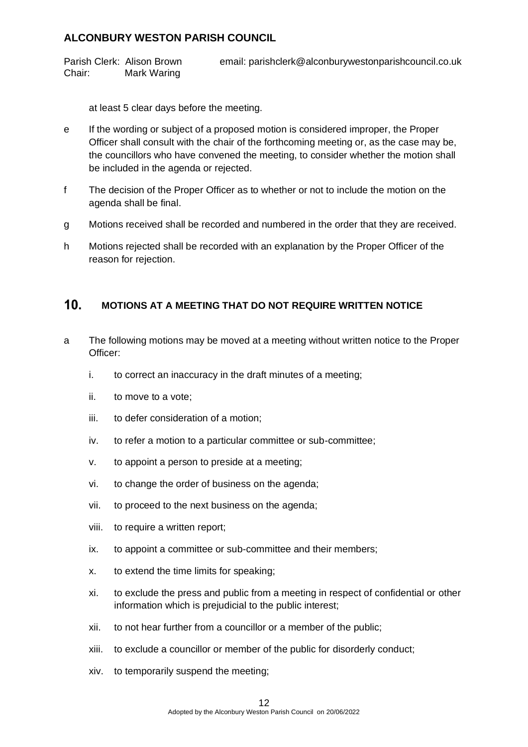at least 5 clear days before the meeting.

e If the wording or subject of a proposed motion is considered improper, the Proper Officer shall consult with the chair of the forthcoming meeting or, as the case may be, the councillors who have convened the meeting, to consider whether the motion shall be included in the agenda or rejected.

f The decision of the Proper Officer as to whether or not to include the motion on the agenda shall be final.

g Motions received shall be recorded and numbered in the order that they are received.

h Motions rejected shall be recorded with an explanation by the Proper Officer of the reason for rejection.

## 10. MOTIONS AT A MEETING THAT DO NOT REQUIRE WRITTEN NOTICE

a The following motions may be moved at a meeting without written notice to the Proper Officer:

i. to correct an inaccuracy in the draft minutes of a meeting;

ii. to move to a vote;

iii. to defer consideration of a motion;

iv. to refer a motion to a particular committee or sub-committee;

v. to appoint a person to preside at a meeting;

vi. to change the order of business on the agenda;

vii. to proceed to the next business on the agenda;

viii. to require a written report;

ix. to appoint a committee or sub-committee and their members;

x. to extend the time limits for speaking;

xi. to exclude the press and public from a meeting in respect of confidential or other information which is prejudicial to the public interest;

xii. to not hear further from a councillor or a member of the public;

xiii. to exclude a councillor or member of the public for disorderly conduct;

xiv. to temporarily suspend the meeting;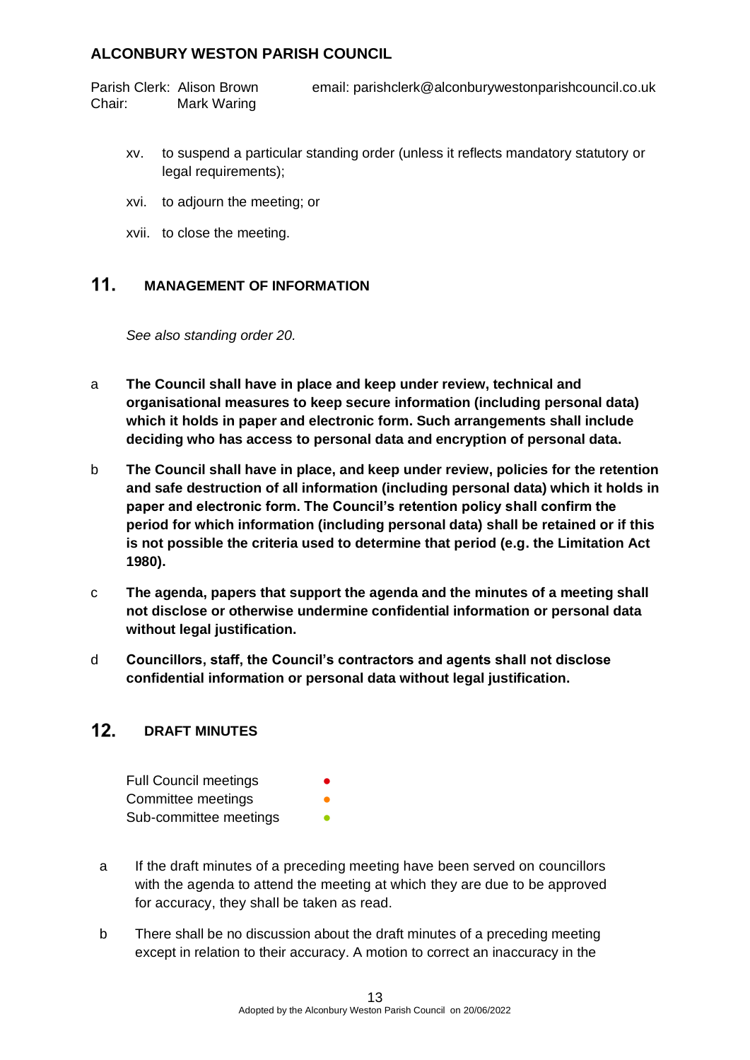xv. to suspend a particular standing order (unless it reflects mandatory statutory or legal requirements);

xvi. to adjourn the meeting; or

xvii. to close the meeting.

## 11. MANAGEMENT OF INFORMATION

*See also standing order 20.*

a **The Council shall have in place and keep under review, technical and organisational measures to keep secure information (including personal data) which it holds in paper and electronic form. Such arrangements shall include deciding who has access to personal data and encryption of personal data.**

b **The Council shall have in place, and keep under review, policies for the retention and safe destruction of all information (including personal data) which it holds in paper and electronic form. The Council's retention policy shall confirm the period for which information (including personal data) shall be retained or if this is not possible the criteria used to determine that period (e.g. the Limitation Act 1980).**

c **The agenda, papers that support the agenda and the minutes of a meeting shall not disclose or otherwise undermine confidential information or personal data without legal justification.**

d **Councillors, staff, the Council's contractors and agents shall not disclose confidential information or personal data without legal justification.**

## 12. DRAFT MINUTES

Full Council meetings ●
Committee meetings ●
Sub-committee meetings ●

a If the draft minutes of a preceding meeting have been served on councillors with the agenda to attend the meeting at which they are due to be approved for accuracy, they shall be taken as read.

b There shall be no discussion about the draft minutes of a preceding meeting except in relation to their accuracy. A motion to correct an inaccuracy in the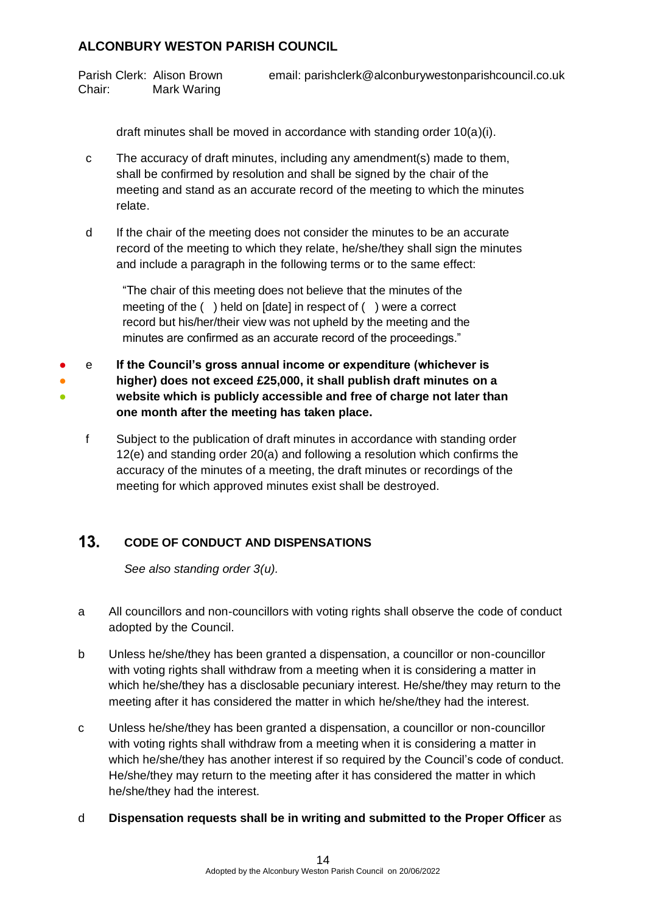draft minutes shall be moved in accordance with standing order 10(a)(i).

c The accuracy of draft minutes, including any amendment(s) made to them, shall be confirmed by resolution and shall be signed by the chair of the meeting and stand as an accurate record of the meeting to which the minutes relate.

d If the chair of the meeting does not consider the minutes to be an accurate record of the meeting to which they relate, he/she/they shall sign the minutes and include a paragraph in the following terms or to the same effect:

> "The chair of this meeting does not believe that the minutes of the meeting of the ( ) held on [date] in respect of ( ) were a correct record but his/her/their view was not upheld by the meeting and the minutes are confirmed as an accurate record of the proceedings."

e **If the Council's gross annual income or expenditure (whichever is higher) does not exceed £25,000, it shall publish draft minutes on a website which is publicly accessible and free of charge not later than one month after the meeting has taken place.**

f Subject to the publication of draft minutes in accordance with standing order 12(e) and standing order 20(a) and following a resolution which confirms the accuracy of the minutes of a meeting, the draft minutes or recordings of the meeting for which approved minutes exist shall be destroyed.

## 13. CODE OF CONDUCT AND DISPENSATIONS

*See also standing order 3(u).*

a All councillors and non-councillors with voting rights shall observe the code of conduct adopted by the Council.

b Unless he/she/they has been granted a dispensation, a councillor or non-councillor with voting rights shall withdraw from a meeting when it is considering a matter in which he/she/they has a disclosable pecuniary interest. He/she/they may return to the meeting after it has considered the matter in which he/she/they had the interest.

c Unless he/she/they has been granted a dispensation, a councillor or non-councillor with voting rights shall withdraw from a meeting when it is considering a matter in which he/she/they has another interest if so required by the Council's code of conduct. He/she/they may return to the meeting after it has considered the matter in which he/she/they had the interest.

d **Dispensation requests shall be in writing and submitted to the Proper Officer** as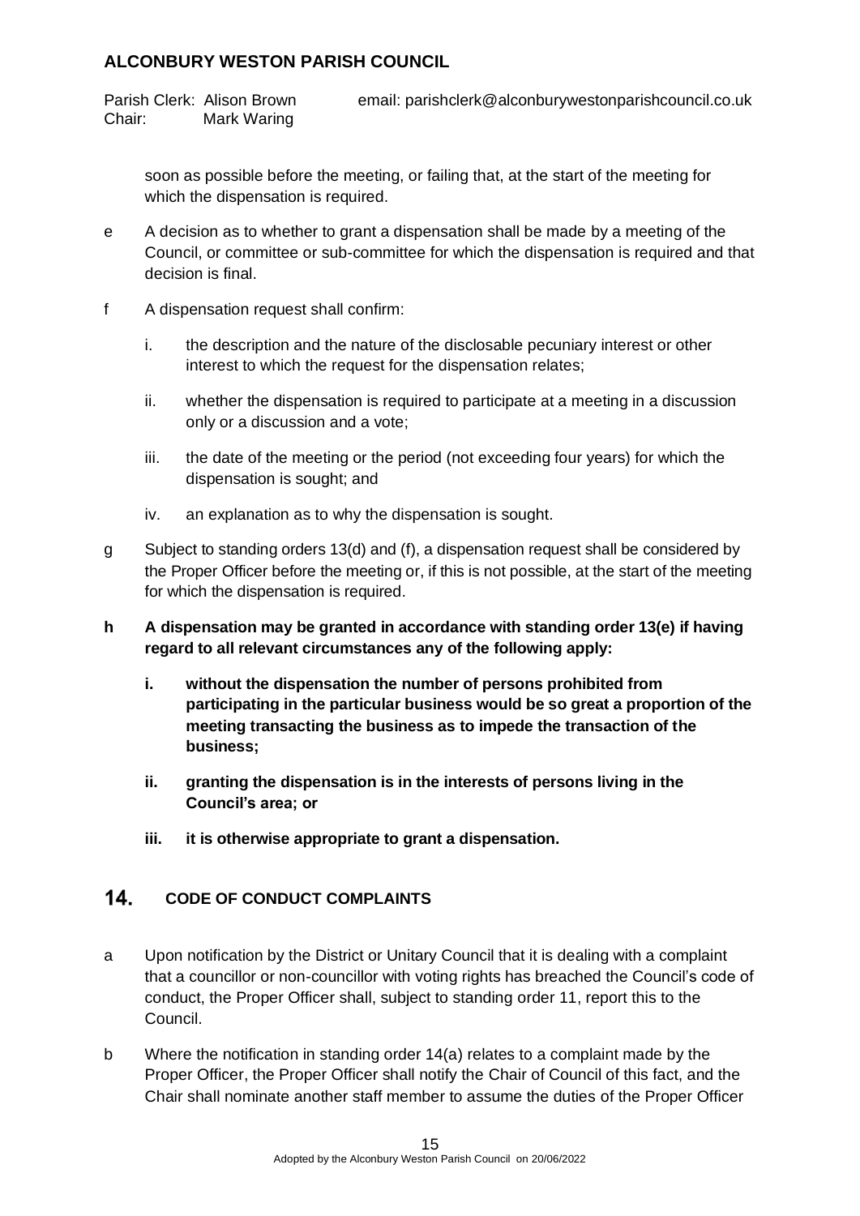soon as possible before the meeting, or failing that, at the start of the meeting for which the dispensation is required.

e A decision as to whether to grant a dispensation shall be made by a meeting of the Council, or committee or sub-committee for which the dispensation is required and that decision is final.

f A dispensation request shall confirm:

i. the description and the nature of the disclosable pecuniary interest or other interest to which the request for the dispensation relates;

ii. whether the dispensation is required to participate at a meeting in a discussion only or a discussion and a vote;

iii. the date of the meeting or the period (not exceeding four years) for which the dispensation is sought; and

iv. an explanation as to why the dispensation is sought.

g Subject to standing orders 13(d) and (f), a dispensation request shall be considered by the Proper Officer before the meeting or, if this is not possible, at the start of the meeting for which the dispensation is required.

**h A dispensation may be granted in accordance with standing order 13(e) if having regard to all relevant circumstances any of the following apply:**

**i. without the dispensation the number of persons prohibited from participating in the particular business would be so great a proportion of the meeting transacting the business as to impede the transaction of the business;**

**ii. granting the dispensation is in the interests of persons living in the Council's area; or**

**iii. it is otherwise appropriate to grant a dispensation.**

## 14. CODE OF CONDUCT COMPLAINTS

a Upon notification by the District or Unitary Council that it is dealing with a complaint that a councillor or non-councillor with voting rights has breached the Council's code of conduct, the Proper Officer shall, subject to standing order 11, report this to the Council.

b Where the notification in standing order 14(a) relates to a complaint made by the Proper Officer, the Proper Officer shall notify the Chair of Council of this fact, and the Chair shall nominate another staff member to assume the duties of the Proper Officer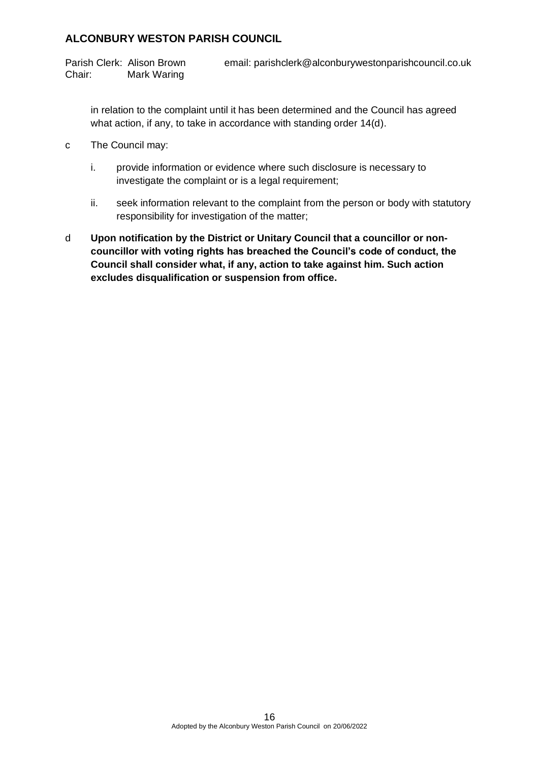in relation to the complaint until it has been determined and the Council has agreed what action, if any, to take in accordance with standing order 14(d).

c The Council may:

  i. provide information or evidence where such disclosure is necessary to investigate the complaint or is a legal requirement;

  ii. seek information relevant to the complaint from the person or body with statutory responsibility for investigation of the matter;

d **Upon notification by the District or Unitary Council that a councillor or non-councillor with voting rights has breached the Council's code of conduct, the Council shall consider what, if any, action to take against him. Such action excludes disqualification or suspension from office.**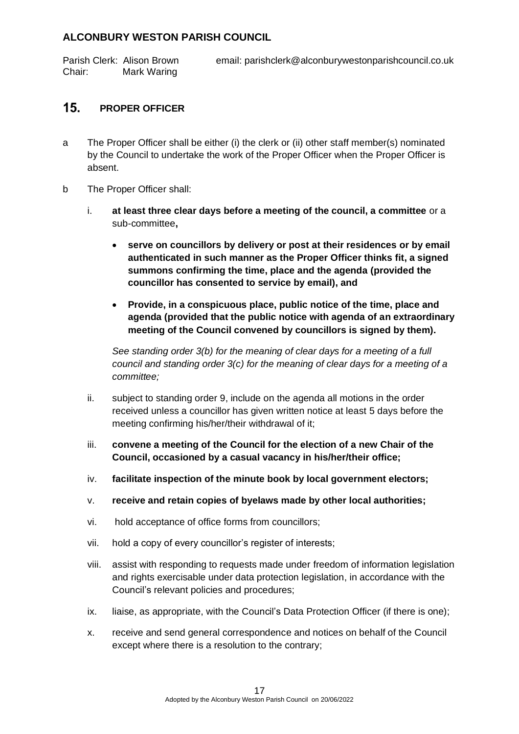## 15. PROPER OFFICER

a The Proper Officer shall be either (i) the clerk or (ii) other staff member(s) nominated by the Council to undertake the work of the Proper Officer when the Proper Officer is absent.

b The Proper Officer shall:

i. **at least three clear days before a meeting of the council, a committee** or a sub-committee**,**

- **serve on councillors by delivery or post at their residences or by email authenticated in such manner as the Proper Officer thinks fit, a signed summons confirming the time, place and the agenda (provided the councillor has consented to service by email), and**
- **Provide, in a conspicuous place, public notice of the time, place and agenda (provided that the public notice with agenda of an extraordinary meeting of the Council convened by councillors is signed by them).**

*See standing order 3(b) for the meaning of clear days for a meeting of a full council and standing order 3(c) for the meaning of clear days for a meeting of a committee;*

ii. subject to standing order 9, include on the agenda all motions in the order received unless a councillor has given written notice at least 5 days before the meeting confirming his/her/their withdrawal of it;

iii. **convene a meeting of the Council for the election of a new Chair of the Council, occasioned by a casual vacancy in his/her/their office;**

iv. **facilitate inspection of the minute book by local government electors;**

v. **receive and retain copies of byelaws made by other local authorities;**

vi. hold acceptance of office forms from councillors;

vii. hold a copy of every councillor's register of interests;

viii. assist with responding to requests made under freedom of information legislation and rights exercisable under data protection legislation, in accordance with the Council's relevant policies and procedures;

ix. liaise, as appropriate, with the Council's Data Protection Officer (if there is one);

x. receive and send general correspondence and notices on behalf of the Council except where there is a resolution to the contrary;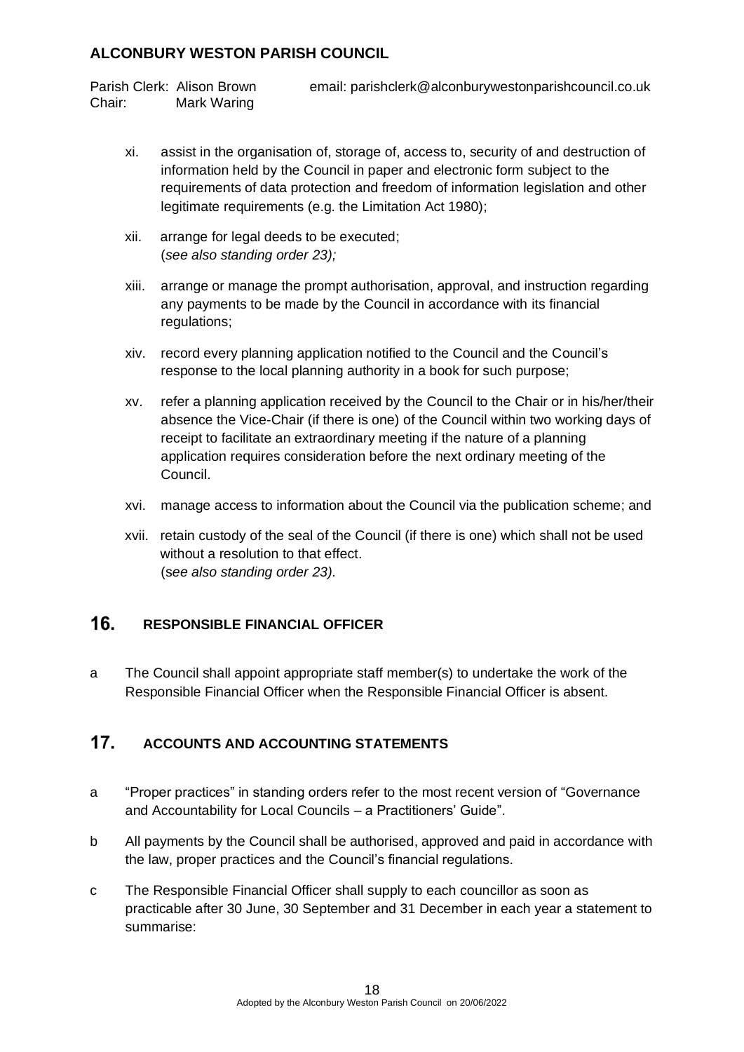xi. assist in the organisation of, storage of, access to, security of and destruction of information held by the Council in paper and electronic form subject to the requirements of data protection and freedom of information legislation and other legitimate requirements (e.g. the Limitation Act 1980);

xii. arrange for legal deeds to be executed;
(*see also standing order 23);*

xiii. arrange or manage the prompt authorisation, approval, and instruction regarding any payments to be made by the Council in accordance with its financial regulations;

xiv. record every planning application notified to the Council and the Council's response to the local planning authority in a book for such purpose;

xv. refer a planning application received by the Council to the Chair or in his/her/their absence the Vice-Chair (if there is one) of the Council within two working days of receipt to facilitate an extraordinary meeting if the nature of a planning application requires consideration before the next ordinary meeting of the Council.

xvi. manage access to information about the Council via the publication scheme; and

xvii. retain custody of the seal of the Council (if there is one) which shall not be used without a resolution to that effect.
(s*ee also standing order 23).*

## 16. RESPONSIBLE FINANCIAL OFFICER

a The Council shall appoint appropriate staff member(s) to undertake the work of the Responsible Financial Officer when the Responsible Financial Officer is absent.

## 17. ACCOUNTS AND ACCOUNTING STATEMENTS

a "Proper practices" in standing orders refer to the most recent version of "Governance and Accountability for Local Councils – a Practitioners' Guide".

b All payments by the Council shall be authorised, approved and paid in accordance with the law, proper practices and the Council's financial regulations.

c The Responsible Financial Officer shall supply to each councillor as soon as practicable after 30 June, 30 September and 31 December in each year a statement to summarise: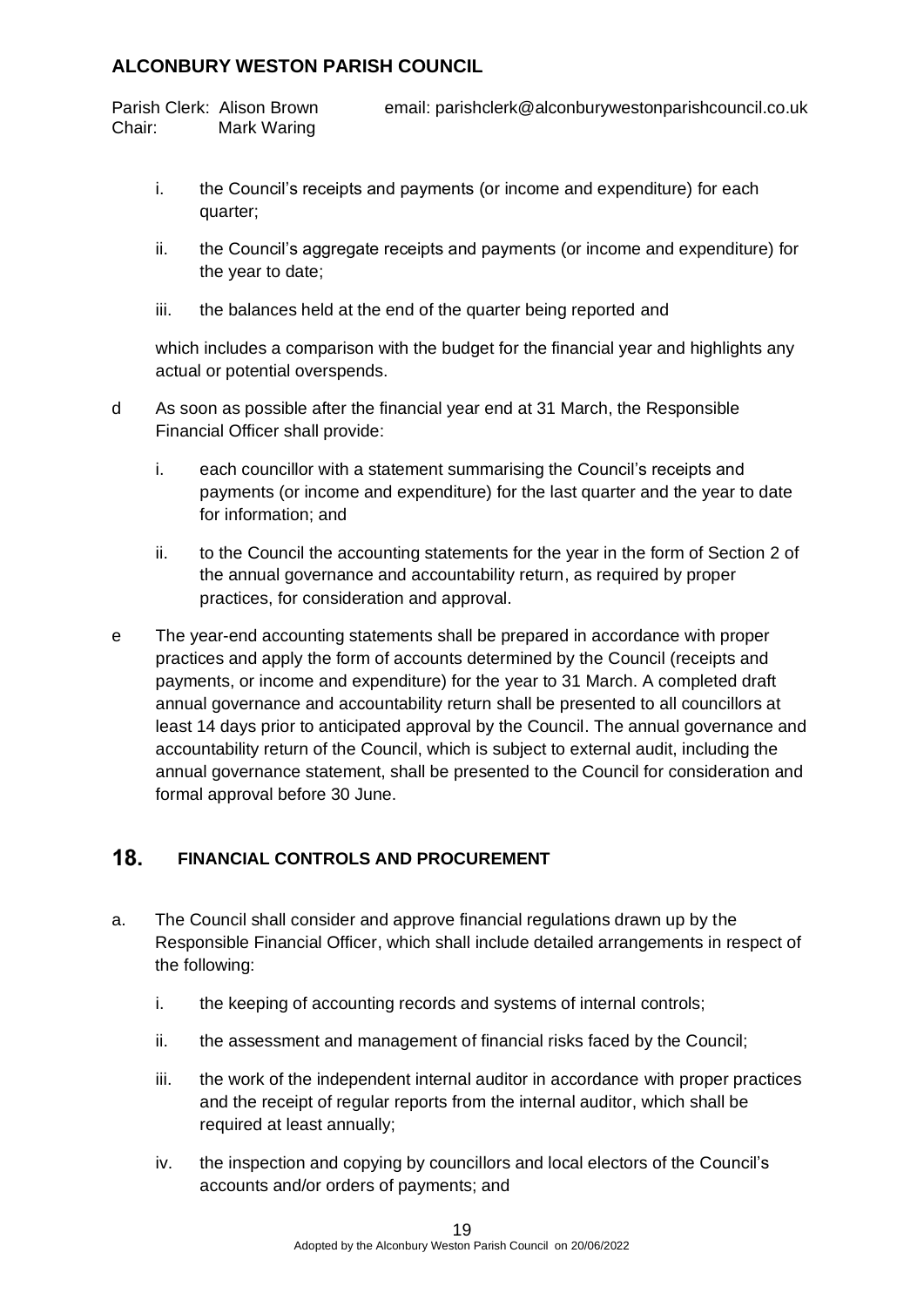i. the Council's receipts and payments (or income and expenditure) for each quarter;

ii. the Council's aggregate receipts and payments (or income and expenditure) for the year to date;

iii. the balances held at the end of the quarter being reported and

which includes a comparison with the budget for the financial year and highlights any actual or potential overspends.

d As soon as possible after the financial year end at 31 March, the Responsible Financial Officer shall provide:

i. each councillor with a statement summarising the Council's receipts and payments (or income and expenditure) for the last quarter and the year to date for information; and

ii. to the Council the accounting statements for the year in the form of Section 2 of the annual governance and accountability return, as required by proper practices, for consideration and approval.

e The year-end accounting statements shall be prepared in accordance with proper practices and apply the form of accounts determined by the Council (receipts and payments, or income and expenditure) for the year to 31 March. A completed draft annual governance and accountability return shall be presented to all councillors at least 14 days prior to anticipated approval by the Council. The annual governance and accountability return of the Council, which is subject to external audit, including the annual governance statement, shall be presented to the Council for consideration and formal approval before 30 June.

## 18. FINANCIAL CONTROLS AND PROCUREMENT

a. The Council shall consider and approve financial regulations drawn up by the Responsible Financial Officer, which shall include detailed arrangements in respect of the following:

i. the keeping of accounting records and systems of internal controls;

ii. the assessment and management of financial risks faced by the Council;

iii. the work of the independent internal auditor in accordance with proper practices and the receipt of regular reports from the internal auditor, which shall be required at least annually;

iv. the inspection and copying by councillors and local electors of the Council's accounts and/or orders of payments; and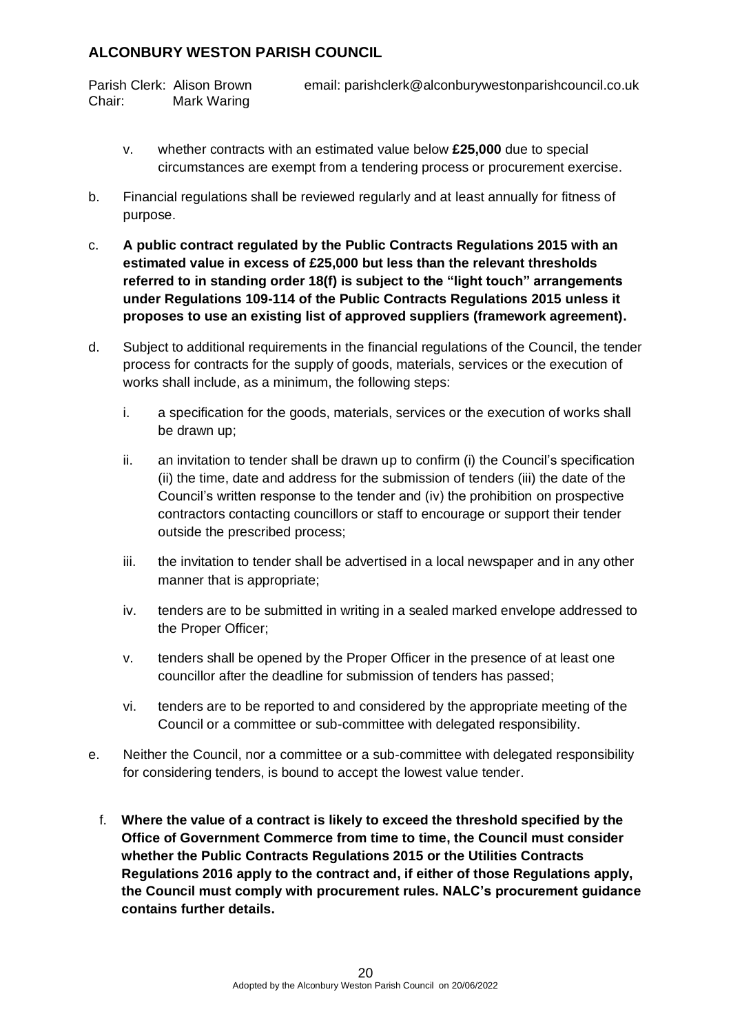v. whether contracts with an estimated value below **£25,000** due to special circumstances are exempt from a tendering process or procurement exercise.

b. Financial regulations shall be reviewed regularly and at least annually for fitness of purpose.

c. **A public contract regulated by the Public Contracts Regulations 2015 with an estimated value in excess of £25,000 but less than the relevant thresholds referred to in standing order 18(f) is subject to the "light touch" arrangements under Regulations 109-114 of the Public Contracts Regulations 2015 unless it proposes to use an existing list of approved suppliers (framework agreement).**

d. Subject to additional requirements in the financial regulations of the Council, the tender process for contracts for the supply of goods, materials, services or the execution of works shall include, as a minimum, the following steps:

   i. a specification for the goods, materials, services or the execution of works shall be drawn up;

   ii. an invitation to tender shall be drawn up to confirm (i) the Council's specification (ii) the time, date and address for the submission of tenders (iii) the date of the Council's written response to the tender and (iv) the prohibition on prospective contractors contacting councillors or staff to encourage or support their tender outside the prescribed process;

   iii. the invitation to tender shall be advertised in a local newspaper and in any other manner that is appropriate;

   iv. tenders are to be submitted in writing in a sealed marked envelope addressed to the Proper Officer;

   v. tenders shall be opened by the Proper Officer in the presence of at least one councillor after the deadline for submission of tenders has passed;

   vi. tenders are to be reported to and considered by the appropriate meeting of the Council or a committee or sub-committee with delegated responsibility.

e. Neither the Council, nor a committee or a sub-committee with delegated responsibility for considering tenders, is bound to accept the lowest value tender.

f. **Where the value of a contract is likely to exceed the threshold specified by the Office of Government Commerce from time to time, the Council must consider whether the Public Contracts Regulations 2015 or the Utilities Contracts Regulations 2016 apply to the contract and, if either of those Regulations apply, the Council must comply with procurement rules. NALC's procurement guidance contains further details.**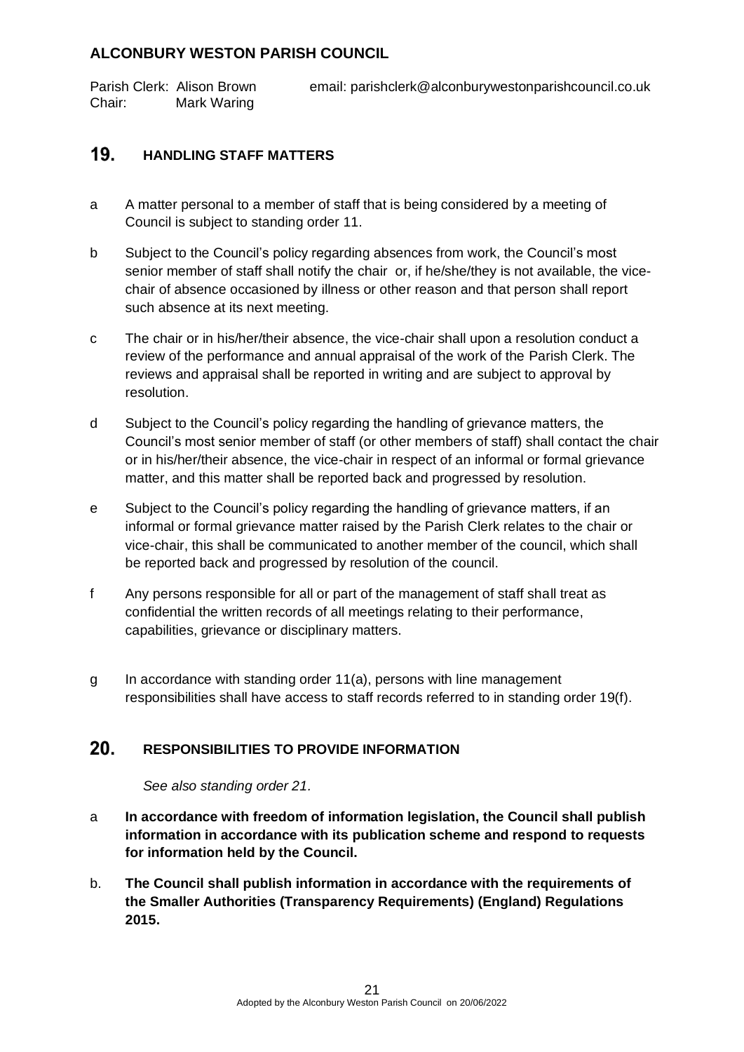**ALCONBURY WESTON PARISH COUNCIL**

Parish Clerk: Alison Brown email: parishclerk@alconburywestonparishcouncil.co.uk
Chair: Mark Waring

## 19. HANDLING STAFF MATTERS

a A matter personal to a member of staff that is being considered by a meeting of Council is subject to standing order 11.

b Subject to the Council's policy regarding absences from work, the Council's most senior member of staff shall notify the chair or, if he/she/they is not available, the vice-chair of absence occasioned by illness or other reason and that person shall report such absence at its next meeting.

c The chair or in his/her/their absence, the vice-chair shall upon a resolution conduct a review of the performance and annual appraisal of the work of the Parish Clerk. The reviews and appraisal shall be reported in writing and are subject to approval by resolution.

d Subject to the Council's policy regarding the handling of grievance matters, the Council's most senior member of staff (or other members of staff) shall contact the chair or in his/her/their absence, the vice-chair in respect of an informal or formal grievance matter, and this matter shall be reported back and progressed by resolution.

e Subject to the Council's policy regarding the handling of grievance matters, if an informal or formal grievance matter raised by the Parish Clerk relates to the chair or vice-chair, this shall be communicated to another member of the council, which shall be reported back and progressed by resolution of the council.

f Any persons responsible for all or part of the management of staff shall treat as confidential the written records of all meetings relating to their performance, capabilities, grievance or disciplinary matters.

g In accordance with standing order 11(a), persons with line management responsibilities shall have access to staff records referred to in standing order 19(f).

## 20. RESPONSIBILITIES TO PROVIDE INFORMATION

*See also standing order 21.*

a **In accordance with freedom of information legislation, the Council shall publish information in accordance with its publication scheme and respond to requests for information held by the Council.**

b. **The Council shall publish information in accordance with the requirements of the Smaller Authorities (Transparency Requirements) (England) Regulations 2015.**

Adopted by the Alconbury Weston Parish Council on 20/06/2022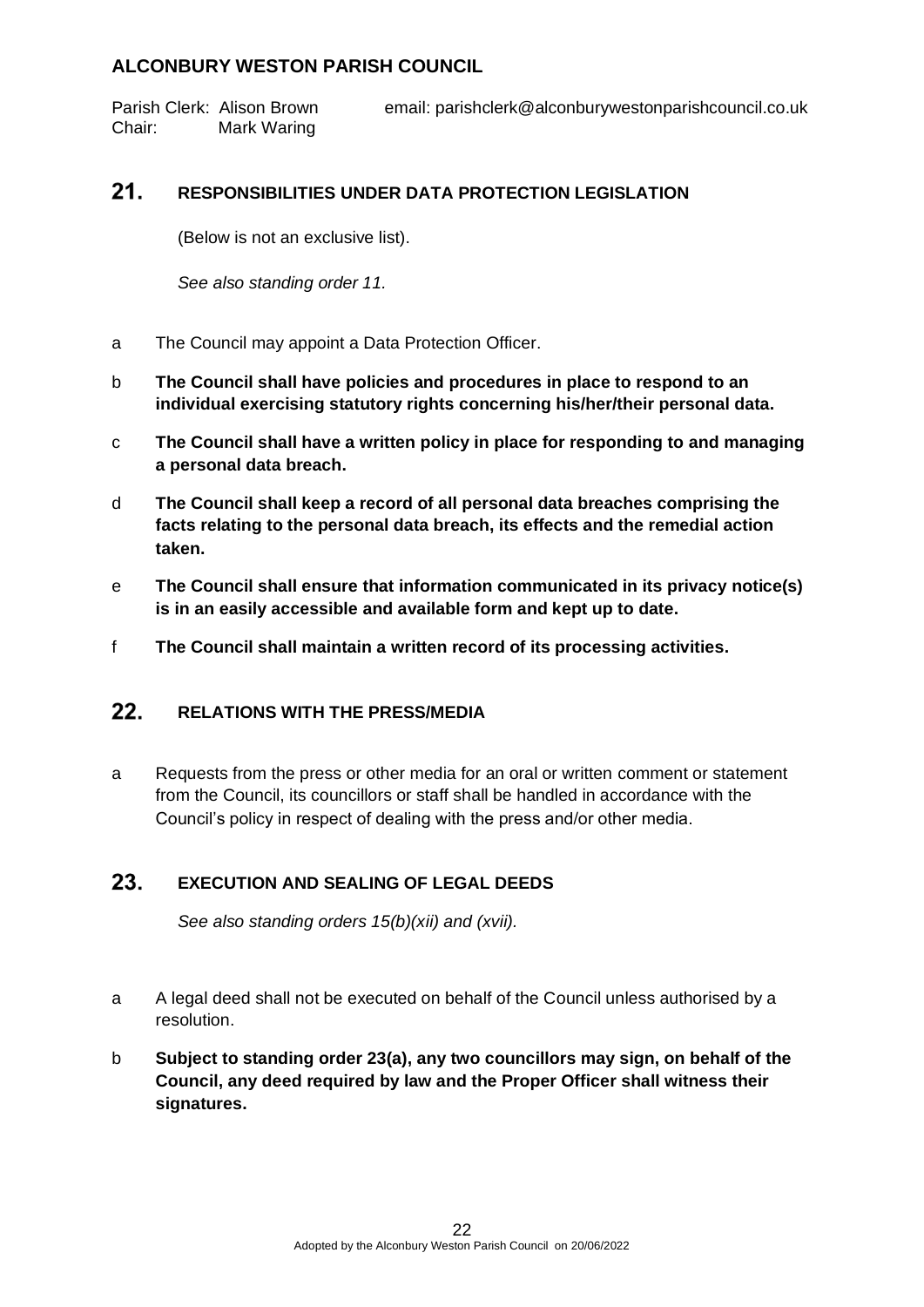## ALCONBURY WESTON PARISH COUNCIL

Parish Clerk: Alison Brown email: parishclerk@alconburywestonparishcouncil.co.uk
Chair: Mark Waring

## 21. RESPONSIBILITIES UNDER DATA PROTECTION LEGISLATION

(Below is not an exclusive list).

*See also standing order 11.*

a The Council may appoint a Data Protection Officer.

b **The Council shall have policies and procedures in place to respond to an individual exercising statutory rights concerning his/her/their personal data.**

c **The Council shall have a written policy in place for responding to and managing a personal data breach.**

d **The Council shall keep a record of all personal data breaches comprising the facts relating to the personal data breach, its effects and the remedial action taken.**

e **The Council shall ensure that information communicated in its privacy notice(s) is in an easily accessible and available form and kept up to date.**

f **The Council shall maintain a written record of its processing activities.**

## 22. RELATIONS WITH THE PRESS/MEDIA

a Requests from the press or other media for an oral or written comment or statement from the Council, its councillors or staff shall be handled in accordance with the Council's policy in respect of dealing with the press and/or other media.

## 23. EXECUTION AND SEALING OF LEGAL DEEDS

*See also standing orders 15(b)(xii) and (xvii).*

a A legal deed shall not be executed on behalf of the Council unless authorised by a resolution.

b **Subject to standing order 23(a), any two councillors may sign, on behalf of the Council, any deed required by law and the Proper Officer shall witness their signatures.**

Adopted by the Alconbury Weston Parish Council on 20/06/2022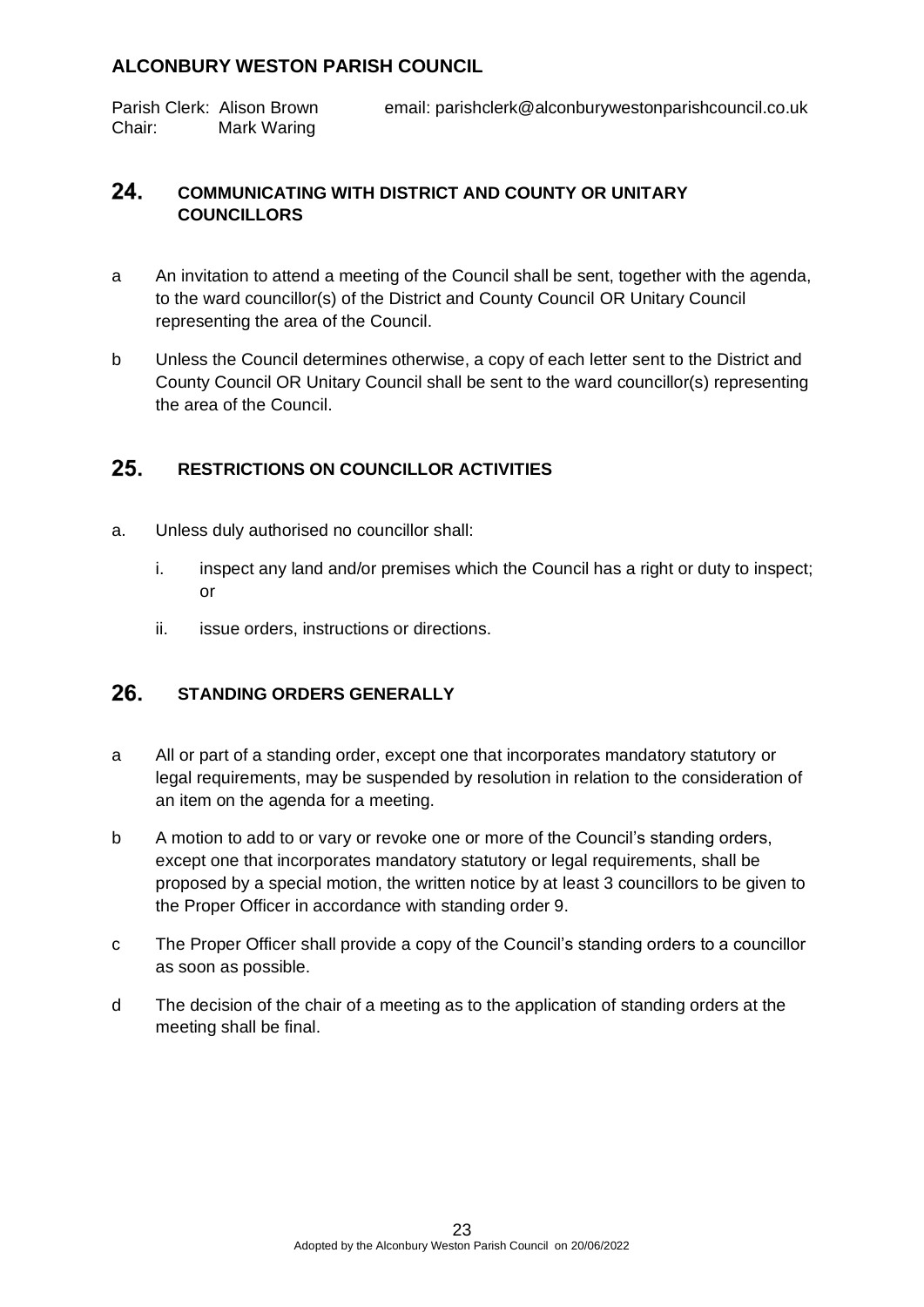## 24. COMMUNICATING WITH DISTRICT AND COUNTY OR UNITARY COUNCILLORS

a An invitation to attend a meeting of the Council shall be sent, together with the agenda, to the ward councillor(s) of the District and County Council OR Unitary Council representing the area of the Council.

b Unless the Council determines otherwise, a copy of each letter sent to the District and County Council OR Unitary Council shall be sent to the ward councillor(s) representing the area of the Council.

## 25. RESTRICTIONS ON COUNCILLOR ACTIVITIES

a. Unless duly authorised no councillor shall:

   i. inspect any land and/or premises which the Council has a right or duty to inspect; or

   ii. issue orders, instructions or directions.

## 26. STANDING ORDERS GENERALLY

a All or part of a standing order, except one that incorporates mandatory statutory or legal requirements, may be suspended by resolution in relation to the consideration of an item on the agenda for a meeting.

b A motion to add to or vary or revoke one or more of the Council's standing orders, except one that incorporates mandatory statutory or legal requirements, shall be proposed by a special motion, the written notice by at least 3 councillors to be given to the Proper Officer in accordance with standing order 9.

c The Proper Officer shall provide a copy of the Council's standing orders to a councillor as soon as possible.

d The decision of the chair of a meeting as to the application of standing orders at the meeting shall be final.